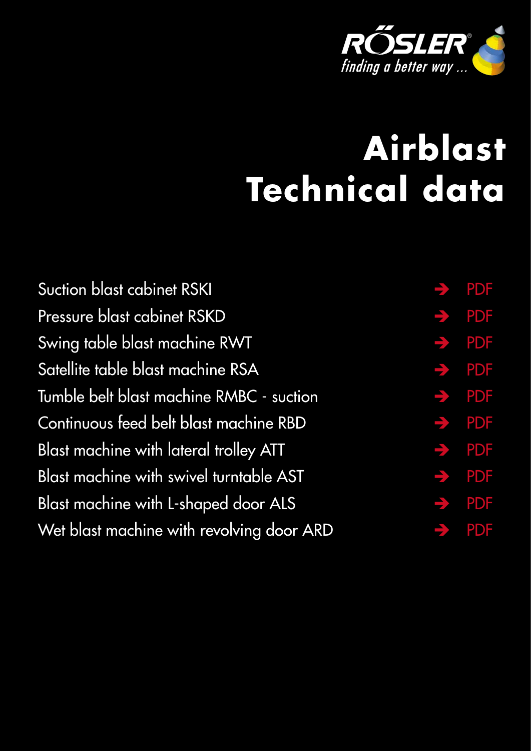RÖSLER
*finding a better way ...*

# Airblast
# Technical data

- Suction blast cabinet RSKI → PDF
- Pressure blast cabinet RSKD → PDF
- Swing table blast machine RWT → PDF
- Satellite table blast machine RSA → PDF
- Tumble belt blast machine RMBC - suction → PDF
- Continuous feed belt blast machine RBD → PDF
- Blast machine with lateral trolley ATT → PDF
- Blast machine with swivel turntable AST → PDF
- Blast machine with L-shaped door ALS → PDF
- Wet blast machine with revolving door ARD → PDF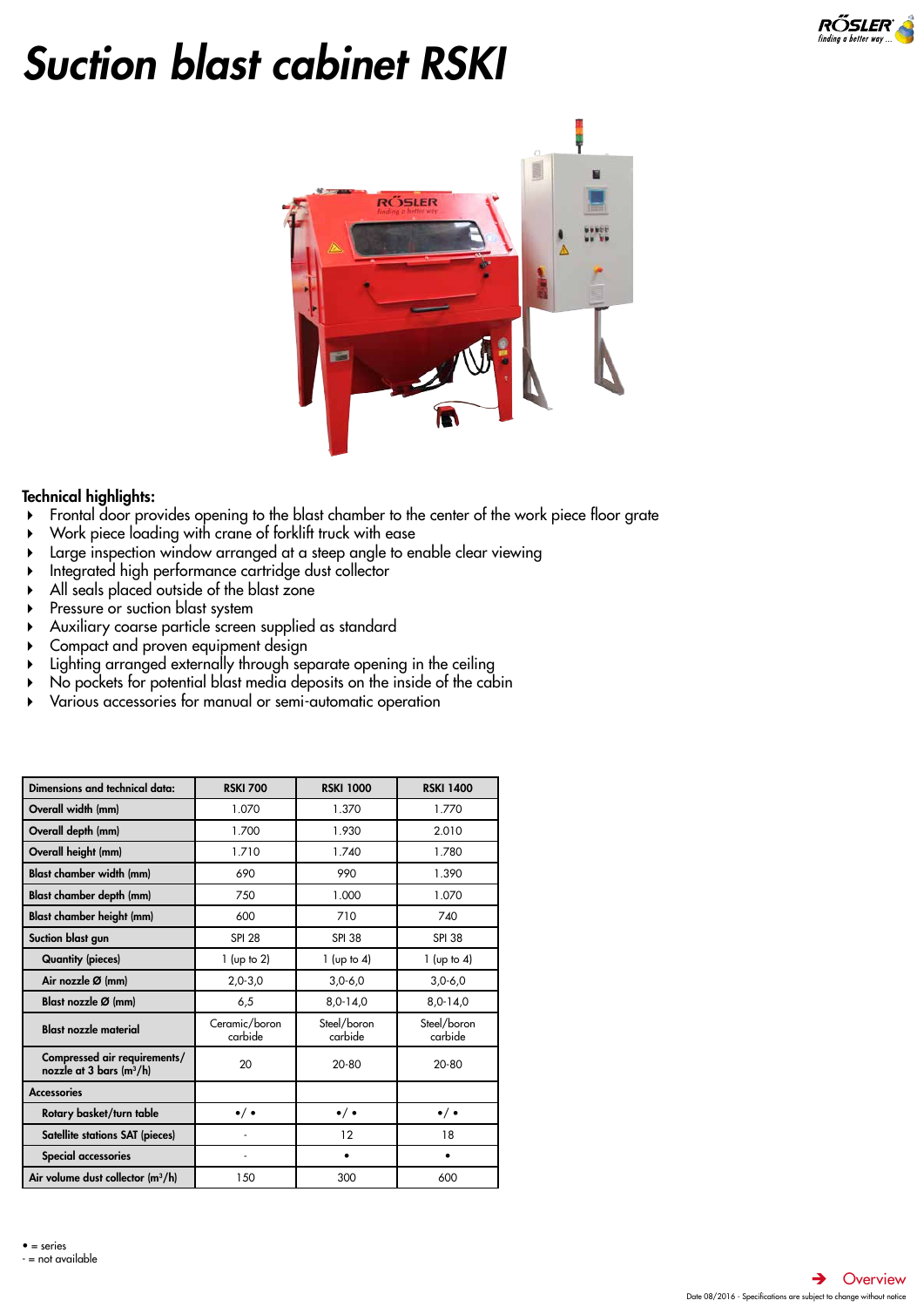# Suction blast cabinet RSKI

**Technical highlights:**

- Frontal door provides opening to the blast chamber to the center of the work piece floor grate
- Work piece loading with crane of forklift truck with ease
- Large inspection window arranged at a steep angle to enable clear viewing
- Integrated high performance cartridge dust collector
- All seals placed outside of the blast zone
- Pressure or suction blast system
- Auxiliary coarse particle screen supplied as standard
- Compact and proven equipment design
- Lighting arranged externally through separate opening in the ceiling
- No pockets for potential blast media deposits on the inside of the cabin
- Various accessories for manual or semi-automatic operation

| Dimensions and technical data: | RSKI 700 | RSKI 1000 | RSKI 1400 |
|---|---|---|---|
| Overall width (mm) | 1.070 | 1.370 | 1.770 |
| Overall depth (mm) | 1.700 | 1.930 | 2.010 |
| Overall height (mm) | 1.710 | 1.740 | 1.780 |
| Blast chamber width (mm) | 690 | 990 | 1.390 |
| Blast chamber depth (mm) | 750 | 1.000 | 1.070 |
| Blast chamber height (mm) | 600 | 710 | 740 |
| Suction blast gun | SPI 28 | SPI 38 | SPI 38 |
| Quantity (pieces) | 1 (up to 2) | 1 (up to 4) | 1 (up to 4) |
| Air nozzle Ø (mm) | 2,0-3,0 | 3,0-6,0 | 3,0-6,0 |
| Blast nozzle Ø (mm) | 6,5 | 8,0-14,0 | 8,0-14,0 |
| Blast nozzle material | Ceramic/boron carbide | Steel/boron carbide | Steel/boron carbide |
| Compressed air requirements/ nozzle at 3 bars (m³/h) | 20 | 20-80 | 20-80 |
| Accessories | | | |
| Rotary basket/turn table | •/ • | •/ • | •/ • |
| Satellite stations SAT (pieces) | - | 12 | 18 |
| Special accessories | - | • | • |
| Air volume dust collector (m³/h) | 150 | 300 | 600 |

• = series
- = not available

Overview

Date 08/2016 - Specifications are subject to change without notice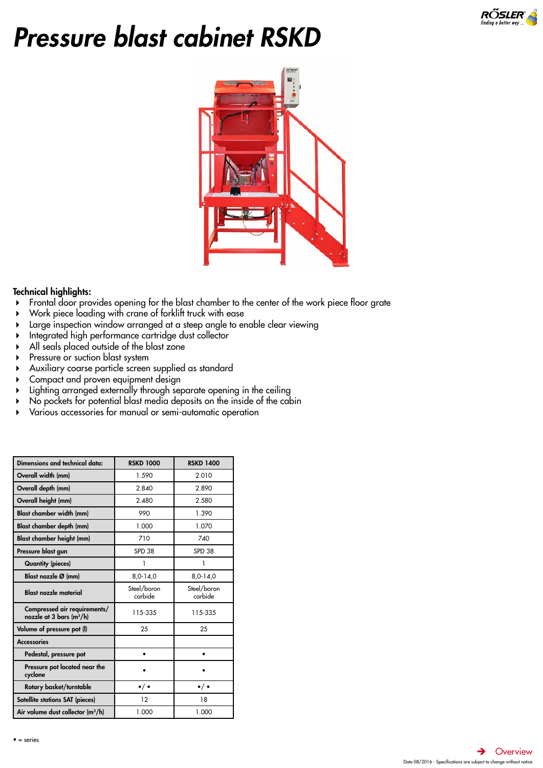# Pressure blast cabinet RSKD

**Technical highlights:**

- Frontal door provides opening for the blast chamber to the center of the work piece floor grate
- Work piece loading with crane of forklift truck with ease
- Large inspection window arranged at a steep angle to enable clear viewing
- Integrated high performance cartridge dust collector
- All seals placed outside of the blast zone
- Pressure or suction blast system
- Auxiliary coarse particle screen supplied as standard
- Compact and proven equipment design
- Lighting arranged externally through separate opening in the ceiling
- No pockets for potential blast media deposits on the inside of the cabin
- Various accessories for manual or semi-automatic operation

| Dimensions and technical data: | RSKD 1000 | RSKD 1400 |
|---|---|---|
| Overall width (mm) | 1.590 | 2.010 |
| Overall depth (mm) | 2.840 | 2.890 |
| Overall height (mm) | 2.480 | 2.580 |
| Blast chamber width (mm) | 990 | 1.390 |
| Blast chamber depth (mm) | 1.000 | 1.070 |
| Blast chamber height (mm) | 710 | 740 |
| Pressure blast gun | SPD 38 | SPD 38 |
| Quantity (pieces) | 1 | 1 |
| Blast nozzle Ø (mm) | 8,0-14,0 | 8,0-14,0 |
| Blast nozzle material | Steel/boron carbide | Steel/boron carbide |
| Compressed air requirements/ nozzle at 3 bars (m³/h) | 115-335 | 115-335 |
| Volume of pressure pot (l) | 25 | 25 |
| Accessories | | |
| Pedestal, pressure pot | • | • |
| Pressure pot located near the cyclone | • | • |
| Rotary basket/turntable | •/ • | •/ • |
| Satellite stations SAT (pieces) | 12 | 18 |
| Air volume dust collector (m³/h) | 1.000 | 1.000 |

• = series

Overview

Date 08/2016 · Specifications are subject to change without notice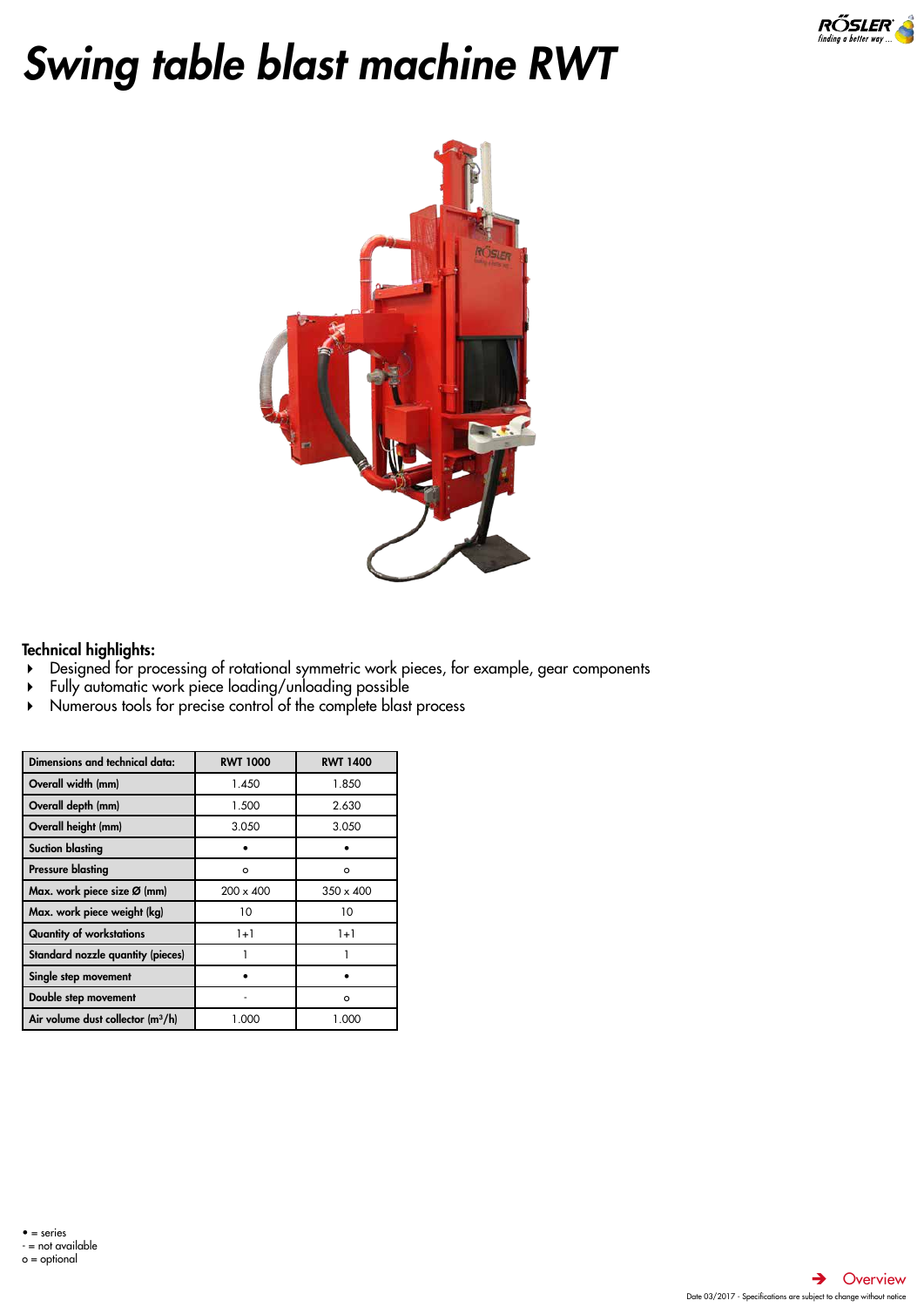# Swing table blast machine RWT

**Technical highlights:**

- Designed for processing of rotational symmetric work pieces, for example, gear components
- Fully automatic work piece loading/unloading possible
- Numerous tools for precise control of the complete blast process

| Dimensions and technical data: | RWT 1000 | RWT 1400 |
|---|---|---|
| Overall width (mm) | 1.450 | 1.850 |
| Overall depth (mm) | 1.500 | 2.630 |
| Overall height (mm) | 3.050 | 3.050 |
| Suction blasting | • | • |
| Pressure blasting | o | o |
| Max. work piece size Ø (mm) | 200 x 400 | 350 x 400 |
| Max. work piece weight (kg) | 10 | 10 |
| Quantity of workstations | 1+1 | 1+1 |
| Standard nozzle quantity (pieces) | 1 | 1 |
| Single step movement | • | • |
| Double step movement | - | o |
| Air volume dust collector (m³/h) | 1.000 | 1.000 |

• = series
- = not available
o = optional

➔ Overview

Date 03/2017 - Specifications are subject to change without notice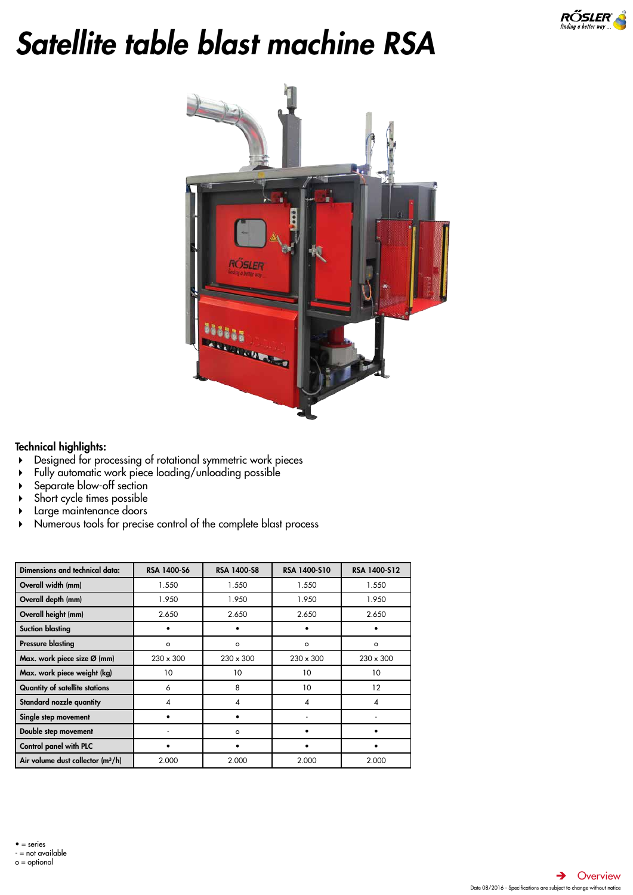# Satellite table blast machine RSA

**Technical highlights:**

- Designed for processing of rotational symmetric work pieces
- Fully automatic work piece loading/unloading possible
- Separate blow-off section
- Short cycle times possible
- Large maintenance doors
- Numerous tools for precise control of the complete blast process

| Dimensions and technical data: | RSA 1400-S6 | RSA 1400-S8 | RSA 1400-S10 | RSA 1400-S12 |
|---|---|---|---|---|
| Overall width (mm) | 1.550 | 1.550 | 1.550 | 1.550 |
| Overall depth (mm) | 1.950 | 1.950 | 1.950 | 1.950 |
| Overall height (mm) | 2.650 | 2.650 | 2.650 | 2.650 |
| Suction blasting | • | • | • | • |
| Pressure blasting | o | o | o | o |
| Max. work piece size Ø (mm) | 230 x 300 | 230 x 300 | 230 x 300 | 230 x 300 |
| Max. work piece weight (kg) | 10 | 10 | 10 | 10 |
| Quantity of satellite stations | 6 | 8 | 10 | 12 |
| Standard nozzle quantity | 4 | 4 | 4 | 4 |
| Single step movement | • | • | - | - |
| Double step movement | - | o | • | • |
| Control panel with PLC | • | • | • | • |
| Air volume dust collector (m³/h) | 2.000 | 2.000 | 2.000 | 2.000 |

• = series
- = not available
o = optional

Overview

Date 08/2016 - Specifications are subject to change without notice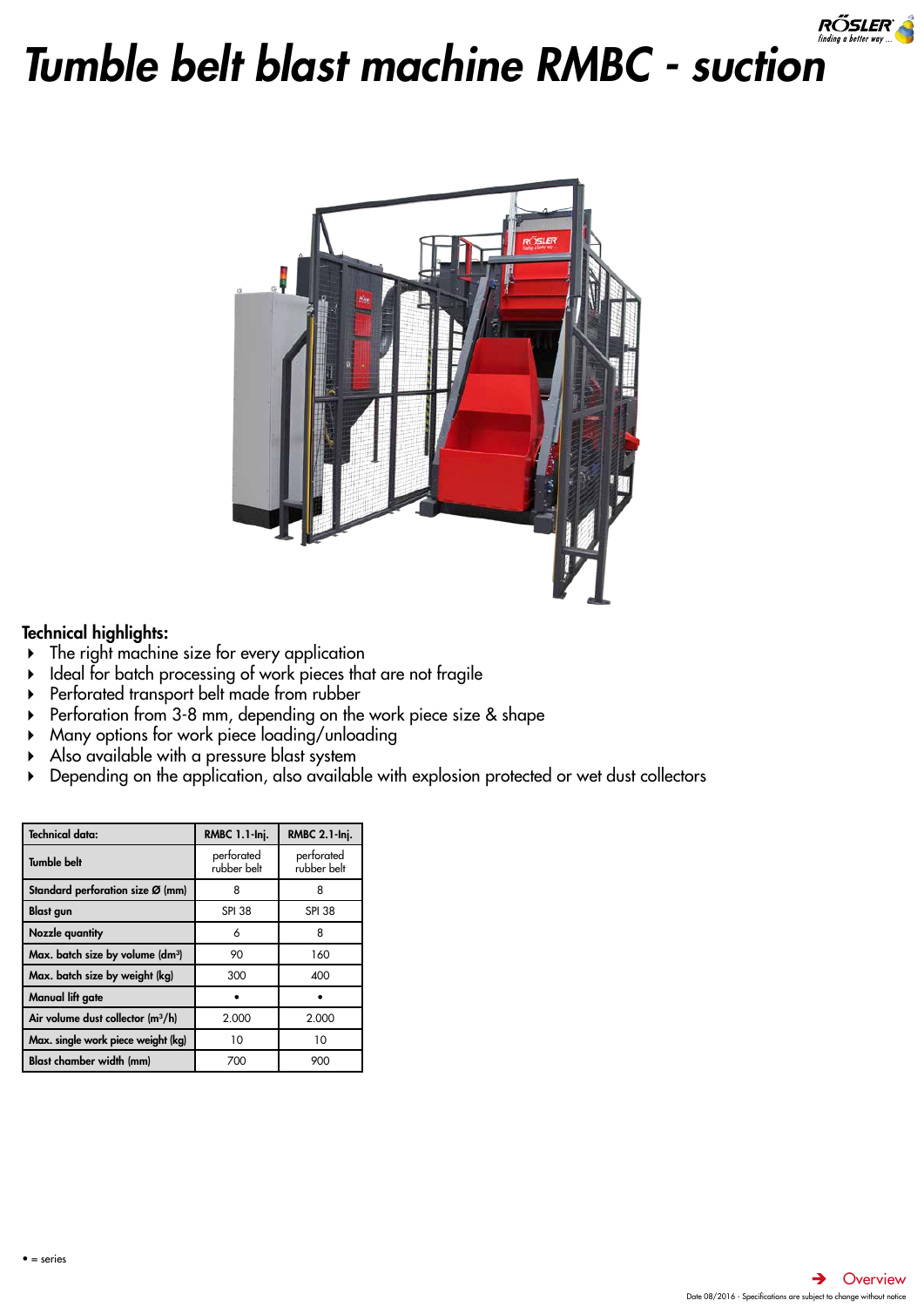# Tumble belt blast machine RMBC - suction

### Technical highlights:

- The right machine size for every application
- Ideal for batch processing of work pieces that are not fragile
- Perforated transport belt made from rubber
- Perforation from 3-8 mm, depending on the work piece size & shape
- Many options for work piece loading/unloading
- Also available with a pressure blast system
- Depending on the application, also available with explosion protected or wet dust collectors

| Technical data: | RMBC 1.1-Inj. | RMBC 2.1-Inj. |
|---|---|---|
| Tumble belt | perforated rubber belt | perforated rubber belt |
| Standard perforation size Ø (mm) | 8 | 8 |
| Blast gun | SPI 38 | SPI 38 |
| Nozzle quantity | 6 | 8 |
| Max. batch size by volume (dm³) | 90 | 160 |
| Max. batch size by weight (kg) | 300 | 400 |
| Manual lift gate | • | • |
| Air volume dust collector (m³/h) | 2.000 | 2.000 |
| Max. single work piece weight (kg) | 10 | 10 |
| Blast chamber width (mm) | 700 | 900 |

• = series

Overview

Date 08/2016 - Specifications are subject to change without notice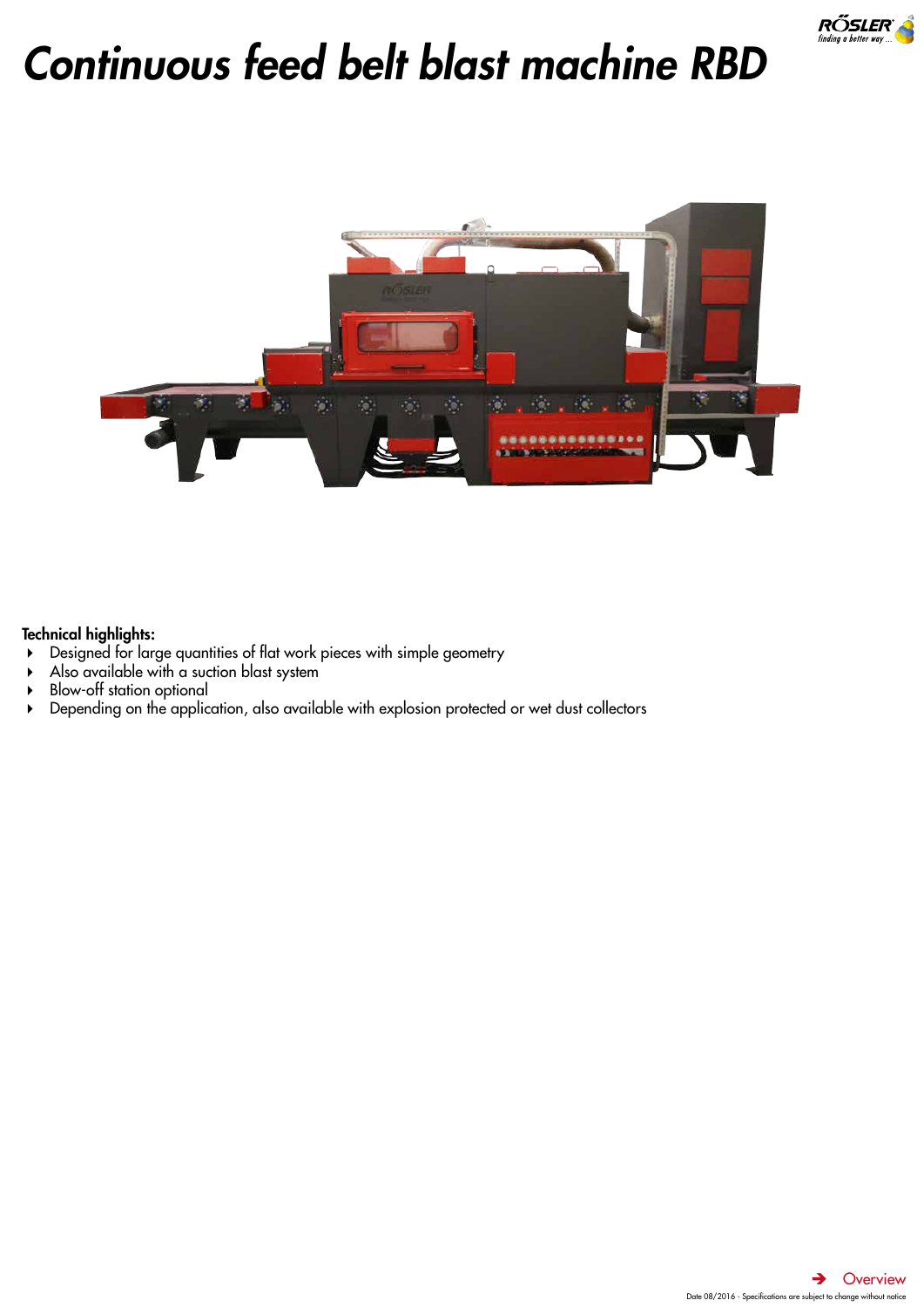# Continuous feed belt blast machine RBD

**Technical highlights:**

- Designed for large quantities of flat work pieces with simple geometry
- Also available with a suction blast system
- Blow-off station optional
- Depending on the application, also available with explosion protected or wet dust collectors

➔ Overview

Date 08/2016 - Specifications are subject to change without notice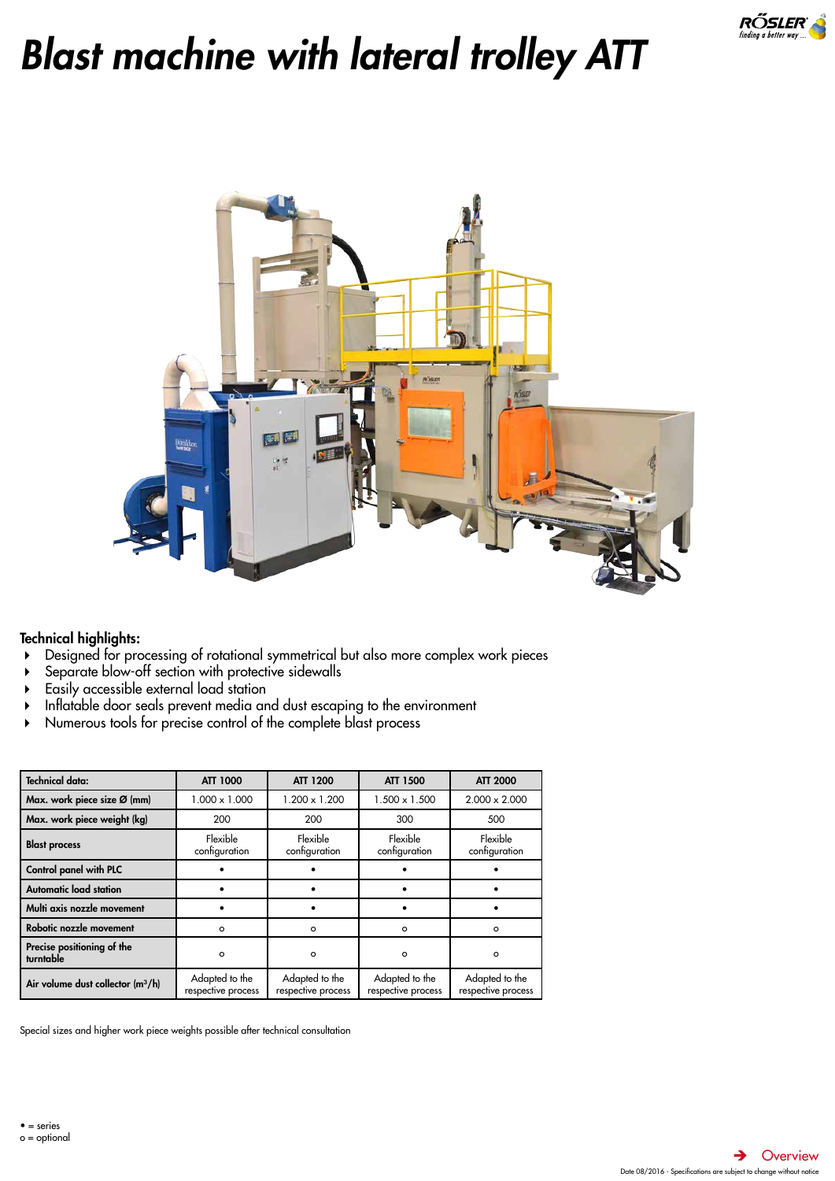# Blast machine with lateral trolley ATT

**Technical highlights:**

- Designed for processing of rotational symmetrical but also more complex work pieces
- Separate blow-off section with protective sidewalls
- Easily accessible external load station
- Inflatable door seals prevent media and dust escaping to the environment
- Numerous tools for precise control of the complete blast process

| Technical data: | ATT 1000 | ATT 1200 | ATT 1500 | ATT 2000 |
|---|---|---|---|---|
| Max. work piece size Ø (mm) | 1.000 x 1.000 | 1.200 x 1.200 | 1.500 x 1.500 | 2.000 x 2.000 |
| Max. work piece weight (kg) | 200 | 200 | 300 | 500 |
| Blast process | Flexible configuration | Flexible configuration | Flexible configuration | Flexible configuration |
| Control panel with PLC | • | • | • | • |
| Automatic load station | • | • | • | • |
| Multi axis nozzle movement | • | • | • | • |
| Robotic nozzle movement | o | o | o | o |
| Precise positioning of the turntable | o | o | o | o |
| Air volume dust collector (m³/h) | Adapted to the respective process | Adapted to the respective process | Adapted to the respective process | Adapted to the respective process |

Special sizes and higher work piece weights possible after technical consultation

• = series
o = optional

Overview

Date 08/2016 - Specifications are subject to change without notice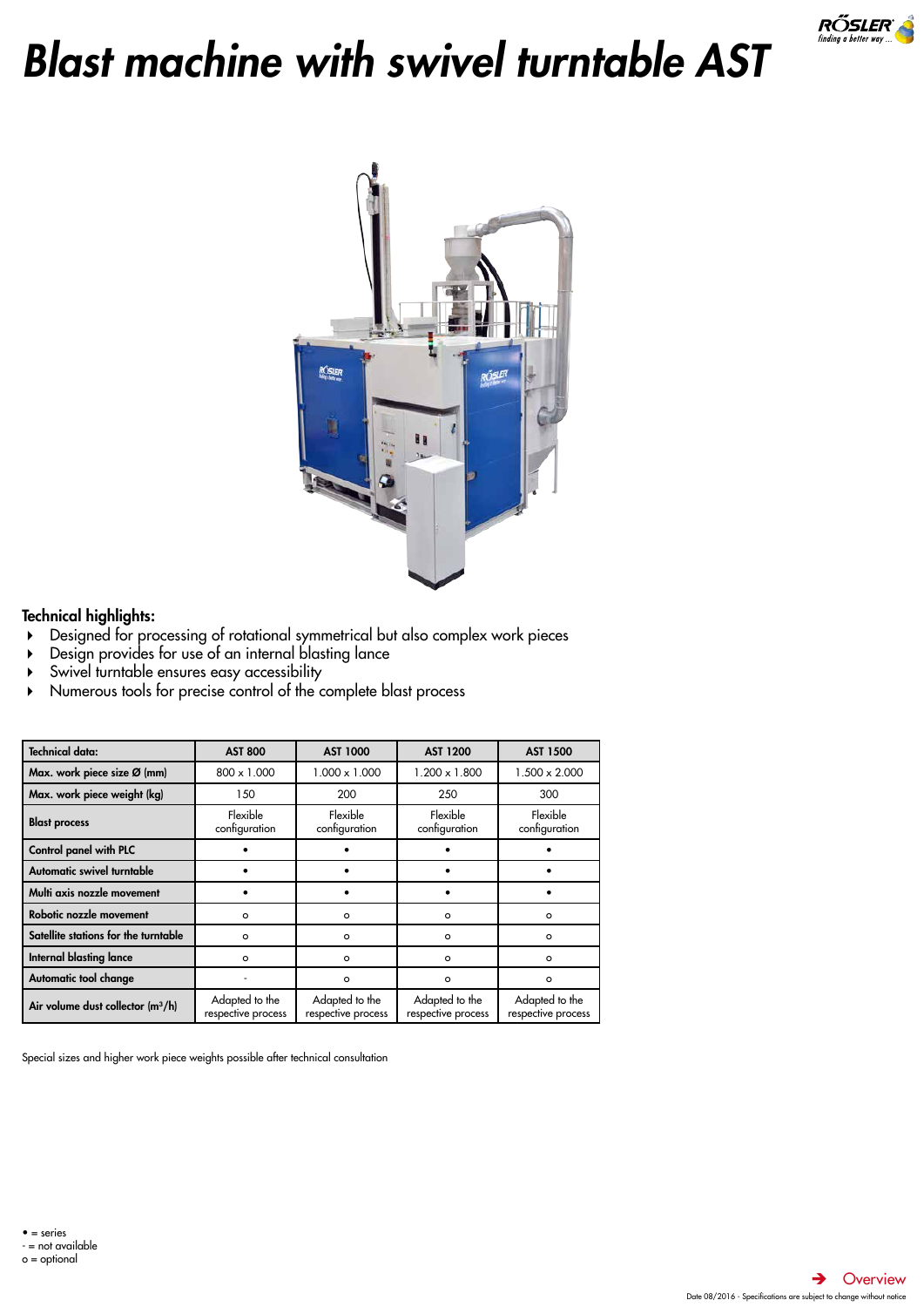# *Blast machine with swivel turntable AST*

### Technical highlights:

- Designed for processing of rotational symmetrical but also complex work pieces
- Design provides for use of an internal blasting lance
- Swivel turntable ensures easy accessibility
- Numerous tools for precise control of the complete blast process

| Technical data: | AST 800 | AST 1000 | AST 1200 | AST 1500 |
|---|---|---|---|---|
| Max. work piece size Ø (mm) | 800 x 1.000 | 1.000 x 1.000 | 1.200 x 1.800 | 1.500 x 2.000 |
| Max. work piece weight (kg) | 150 | 200 | 250 | 300 |
| Blast process | Flexible configuration | Flexible configuration | Flexible configuration | Flexible configuration |
| Control panel with PLC | • | • | • | • |
| Automatic swivel turntable | • | • | • | • |
| Multi axis nozzle movement | • | • | • | • |
| Robotic nozzle movement | o | o | o | o |
| Satellite stations for the turntable | o | o | o | o |
| Internal blasting lance | o | o | o | o |
| Automatic tool change | - | o | o | o |
| Air volume dust collector ($m^3$/h) | Adapted to the respective process | Adapted to the respective process | Adapted to the respective process | Adapted to the respective process |

Special sizes and higher work piece weights possible after technical consultation

• = series
- = not available
o = optional

Overview

Date 08/2016 - Specifications are subject to change without notice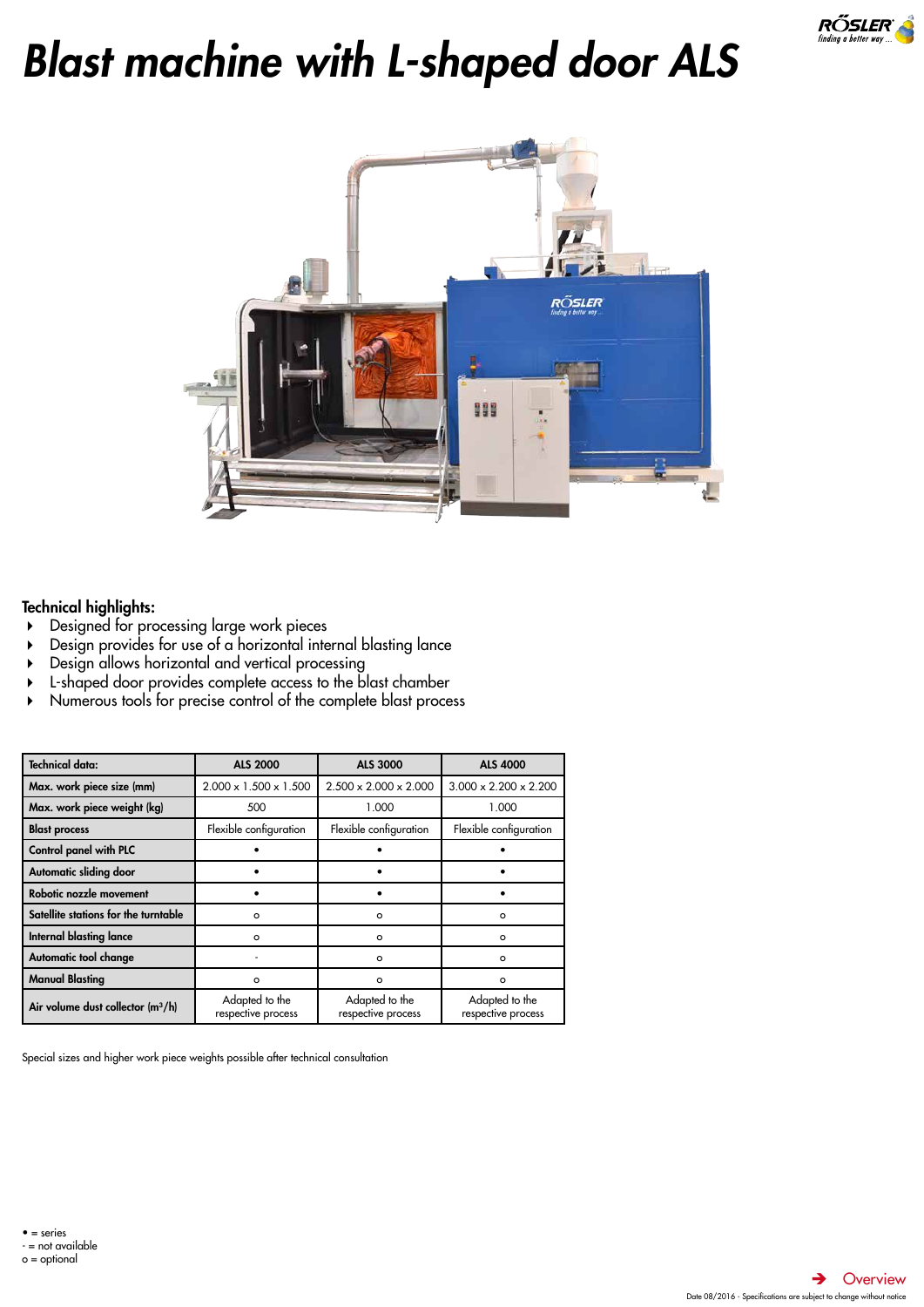# Blast machine with L-shaped door ALS

**Technical highlights:**

- Designed for processing large work pieces
- Design provides for use of a horizontal internal blasting lance
- Design allows horizontal and vertical processing
- L-shaped door provides complete access to the blast chamber
- Numerous tools for precise control of the complete blast process

| Technical data: | ALS 2000 | ALS 3000 | ALS 4000 |
|---|---|---|---|
| Max. work piece size (mm) | 2.000 x 1.500 x 1.500 | 2.500 x 2.000 x 2.000 | 3.000 x 2.200 x 2.200 |
| Max. work piece weight (kg) | 500 | 1.000 | 1.000 |
| Blast process | Flexible configuration | Flexible configuration | Flexible configuration |
| Control panel with PLC | • | • | • |
| Automatic sliding door | • | • | • |
| Robotic nozzle movement | • | • | • |
| Satellite stations for the turntable | o | o | o |
| Internal blasting lance | o | o | o |
| Automatic tool change | - | o | o |
| Manual Blasting | o | o | o |
| Air volume dust collector (m³/h) | Adapted to the respective process | Adapted to the respective process | Adapted to the respective process |

Special sizes and higher work piece weights possible after technical consultation

• = series
- = not available
o = optional

Overview

Date 08/2016 - Specifications are subject to change without notice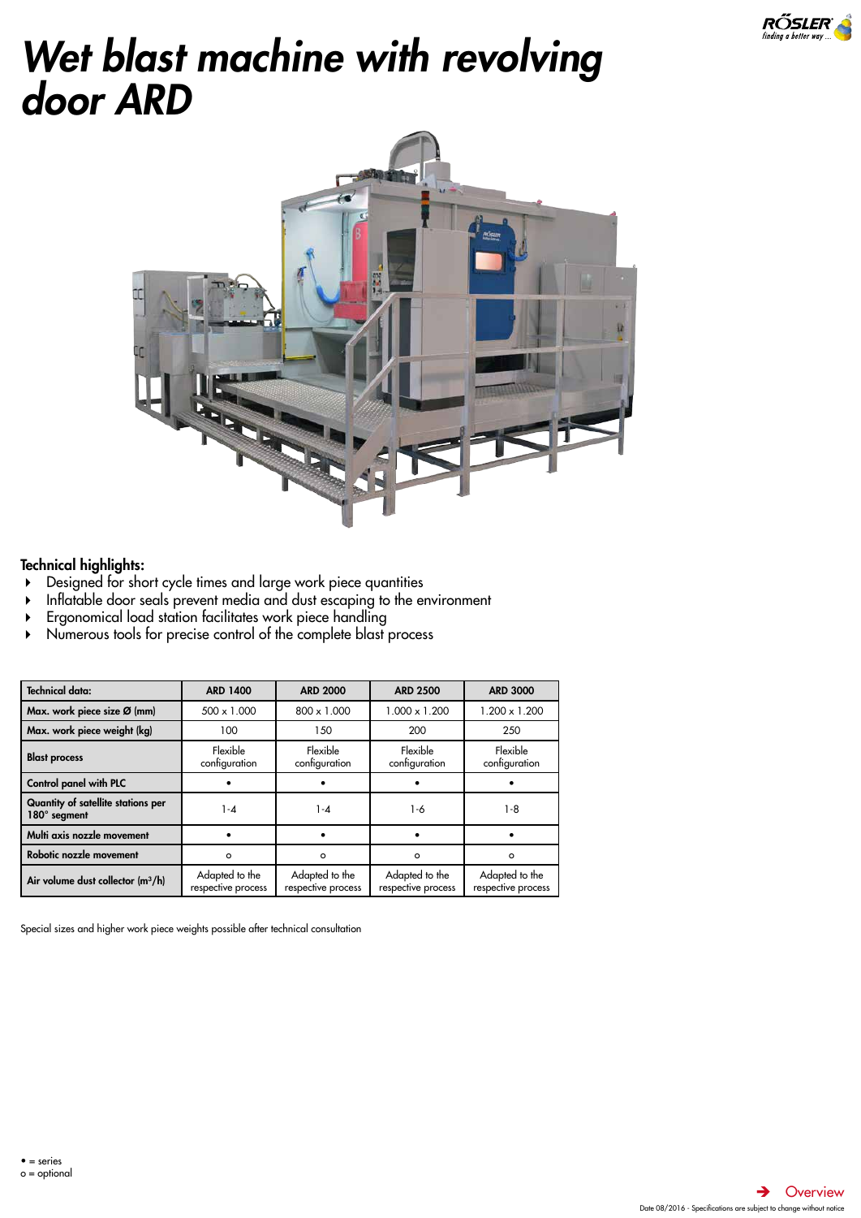# Wet blast machine with revolving door ARD

**Technical highlights:**

- Designed for short cycle times and large work piece quantities
- Inflatable door seals prevent media and dust escaping to the environment
- Ergonomical load station facilitates work piece handling
- Numerous tools for precise control of the complete blast process

| Technical data: | ARD 1400 | ARD 2000 | ARD 2500 | ARD 3000 |
|---|---|---|---|---|
| Max. work piece size Ø (mm) | 500 x 1.000 | 800 x 1.000 | 1.000 x 1.200 | 1.200 x 1.200 |
| Max. work piece weight (kg) | 100 | 150 | 200 | 250 |
| Blast process | Flexible configuration | Flexible configuration | Flexible configuration | Flexible configuration |
| Control panel with PLC | • | • | • | • |
| Quantity of satellite stations per 180° segment | 1-4 | 1-4 | 1-6 | 1-8 |
| Multi axis nozzle movement | • | • | • | • |
| Robotic nozzle movement | o | o | o | o |
| Air volume dust collector ($m^3$/h) | Adapted to the respective process | Adapted to the respective process | Adapted to the respective process | Adapted to the respective process |

Special sizes and higher work piece weights possible after technical consultation

• = series
o = optional

Overview

Date 08/2016 - Specifications are subject to change without notice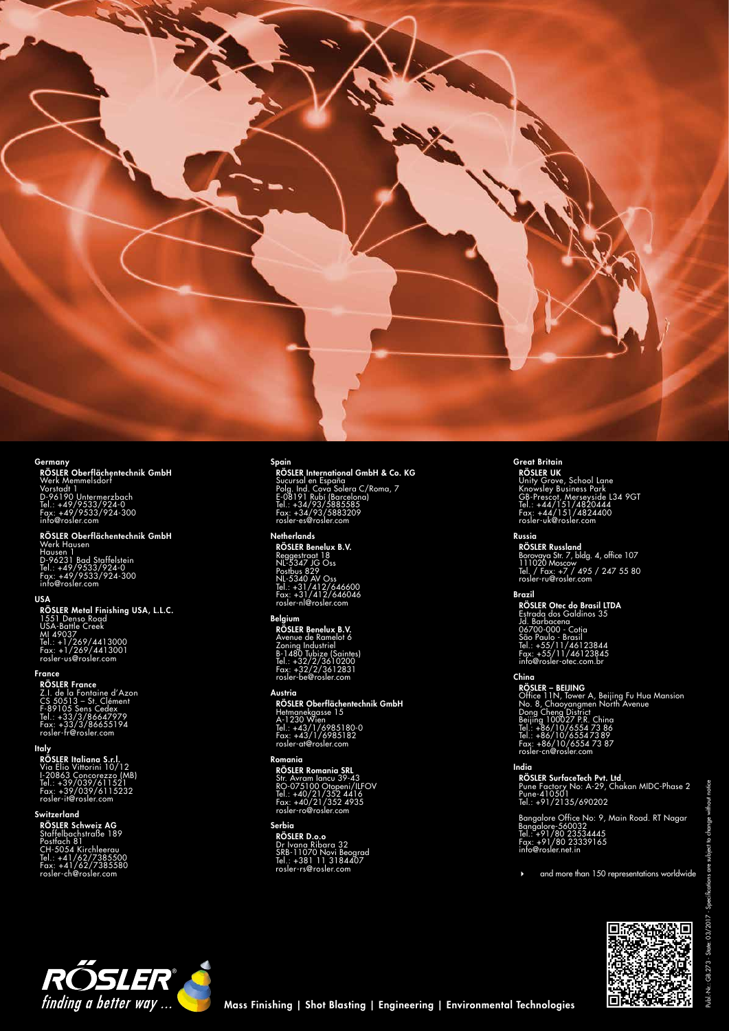**Germany**

**RÖSLER Oberflächentechnik GmbH**
Werk Memmelsdorf
Vorstadt 1
D-96190 Untermerzbach
Tel.: +49/9533/924-0
Fax: +49/9533/924-300
info@rosler.com

**RÖSLER Oberflächentechnik GmbH**
Werk Hausen
Hausen 1
D-96231 Bad Staffelstein
Tel.: +49/9533/924-0
Fax: +49/9533/924-300
info@rosler.com

**USA**

**RÖSLER Metal Finishing USA, L.L.C.**
1551 Denso Road
USA-Battle Creek
MI 49037
Tel.: +1/269/4413000
Fax: +1/269/4413001
rosler-us@rosler.com

**France**

**RÖSLER France**
Z.I. de la Fontaine d'Azon
CS 50513 – St. Clément
F-89105 Sens Cedex
Tel.: +33/3/86647979
Fax: +33/3/86655194
rosler-fr@rosler.com

**Italy**

**RÖSLER Italiana S.r.l.**
Via Elio Vittorini 10/12
I-20863 Concorezzo (MB)
Tel.: +39/039/611521
Fax: +39/039/6115232
rosler-it@rosler.com

**Switzerland**

**RÖSLER Schweiz AG**
Staffelbachstraße 189
Postfach 81
CH-5054 Kirchleerau
Tel.: +41/62/7385500
Fax: +41/62/7385580
rosler-ch@rosler.com

**Spain**

**RÖSLER International GmbH & Co. KG**
Sucursal en España
Polg. Ind. Cova Solera C/Roma, 7
E-08191 Rubí (Barcelona)
Tel.: +34/93/5885585
Fax: +34/93/5883209
rosler-es@rosler.com

**Netherlands**

**RÖSLER Benelux B.V.**
Reggestraat 18
NL-5347 JG Oss
Postbus 829
NL-5340 AV Oss
Tel.: +31/412/646600
Fax: +31/412/646046
rosler-nl@rosler.com

**Belgium**

**RÖSLER Benelux B.V.**
Avenue de Ramelot 6
Zoning Industriel
B-1480 Tubize (Saintes)
Tel.: +32/2/3610200
Fax: +32/2/3612831
rosler-be@rosler.com

**Austria**

**RÖSLER Oberflächentechnik GmbH**
Hetmanekgasse 15
A-1230 Wien
Tel.: +43/1/6985180-0
Fax: +43/1/6985182
rosler-at@rosler.com

**Romania**

**RÖSLER Romania SRL**
Str. Avram Iancu 39-43
RO-075100 Otopeni/ILFOV
Tel.: +40/21/352 4416
Fax: +40/21/352 4935
rosler-ro@rosler.com

**Serbia**

**RÖSLER D.o.o**
Dr Ivana Ribara 32
SRB-11070 Novi Beograd
Tel.: +381 11 3184407
rosler-rs@rosler.com

**Great Britain**

**RÖSLER UK**
Unity Grove, School Lane
Knowsley Business Park
GB-Prescot, Merseyside L34 9GT
Tel.: +44/151/4820444
Fax: +44/151/4824400
rosler-uk@rosler.com

**Russia**

**RÖSLER Russland**
Borovaya Str. 7, bldg. 4, office 107
111020 Moscow
Tel. / Fax: +7 / 495 / 247 55 80
rosler-ru@rosler.com

**Brazil**

**RÖSLER Otec do Brasil LTDA**
Estrada dos Galdinos 35
Jd. Barbacena
06700-000 - Cotia
São Paulo - Brasil
Tel.: +55/11/46123844
Fax: +55/11/46123845
info@rosler-otec.com.br

**China**

**RÖSLER – BEIJING**
Office 11N, Tower A, Beijing Fu Hua Mansion
No. 8, Chaoyangmen North Avenue
Dong Cheng District
Beijing 100027 P.R. China
Tel.: +86/10/6554 73 86
Tel.: +86/10/655473 89
Fax: +86/10/6554 73 87
rosler-cn@rosler.com

**India**

**RÖSLER SurfaceTech Pvt. Ltd.**
Pune Factory No: A-29, Chakan MIDC-Phase 2
Pune-410501
Tel.: +91/2135/690202

Bangalore Office No: 9, Main Road. RT Nagar
Bangalore-560032
Tel.: +91/80 23534445
Fax: +91/80 23339165
info@rosler.net.in

- and more than 150 representations worldwide

RÖSLER® *finding a better way ...*

Mass Finishing | Shot Blasting | Engineering | Environmental Technologies

Publ.-Nr.: GB 273 - State: 03/2017 - Specifications are subject to change without notice